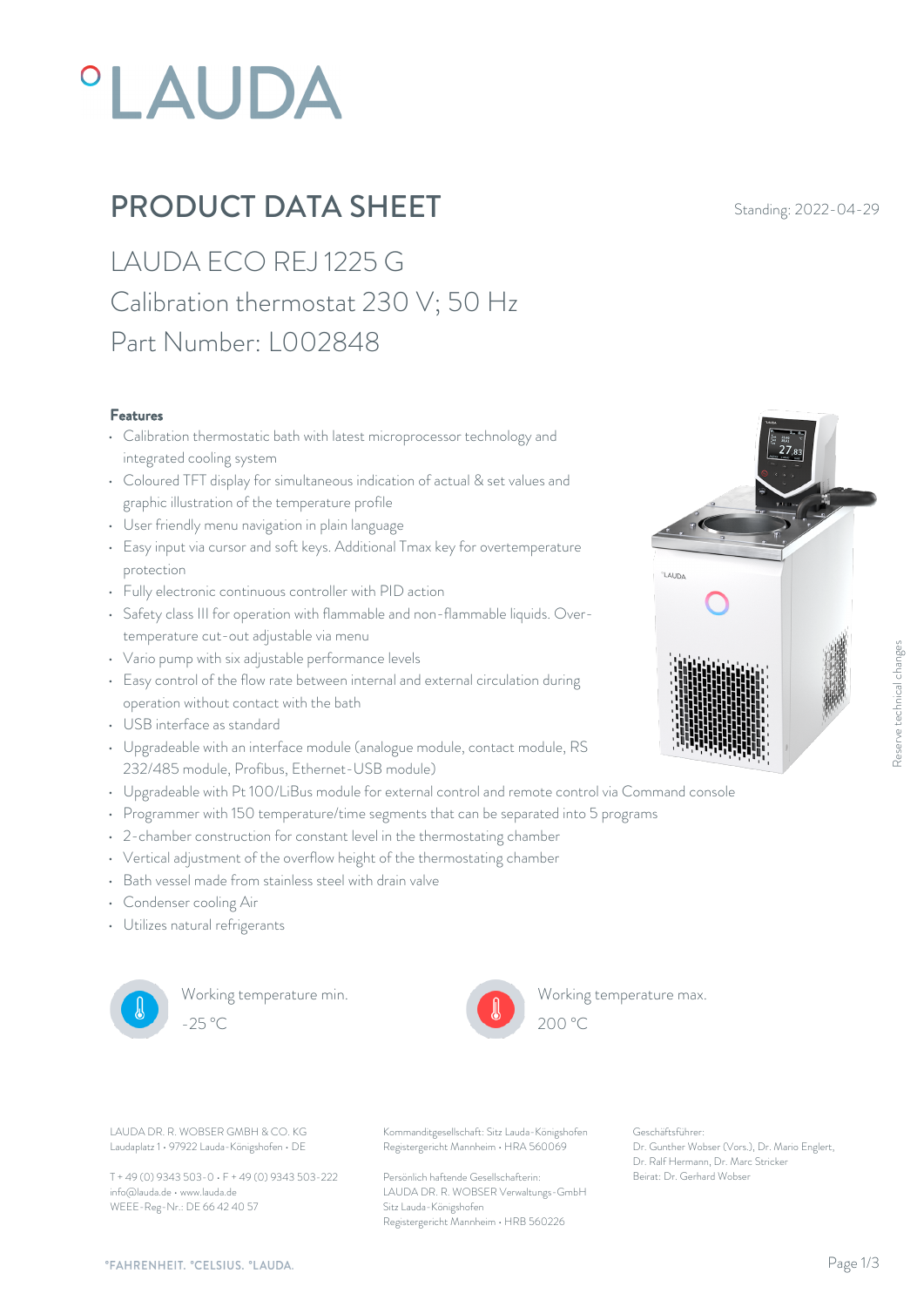°LAUDA

# PRODUCT DATA SHEET

Standing: 2022-04-29

## LAUDA ECO REJ 1225 G

## Calibration thermostat 230 V; 50 Hz

## Part Number: L002848

### Features

- Calibration thermostatic bath with latest microprocessor technology and integrated cooling system
- Coloured TFT display for simultaneous indication of actual & set values and graphic illustration of the temperature profile
- User friendly menu navigation in plain language
- Easy input via cursor and soft keys. Additional Tmax key for overtemperature protection
- Fully electronic continuous controller with PID action
- Safety class III for operation with flammable and non-flammable liquids. Over-temperature cut-out adjustable via menu
- Vario pump with six adjustable performance levels
- Easy control of the flow rate between internal and external circulation during operation without contact with the bath
- USB interface as standard
- Upgradeable with an interface module (analogue module, contact module, RS 232/485 module, Profibus, Ethernet-USB module)
- Upgradeable with Pt100/LiBus module for external control and remote control via Command console
- Programmer with 150 temperature/time segments that can be separated into 5 programs
- 2-chamber construction for constant level in the thermostating chamber
- Vertical adjustment of the overflow height of the thermostating chamber
- Bath vessel made from stainless steel with drain valve
- Condenser cooling Air
- Utilizes natural refrigerants

Working temperature min.
-25 °C

Working temperature max.
200 °C

Reserve technical changes

LAUDA DR. R. WOBSER GMBH & CO. KG
Laudaplatz 1 • 97922 Lauda-Königshofen • DE

T + 49 (0) 9343 503-0 • F + 49 (0) 9343 503-222
info@lauda.de • www.lauda.de
WEEE-Reg-Nr.: DE 66 42 40 57

Kommanditgesellschaft: Sitz Lauda-Königshofen
Registergericht Mannheim • HRA 560069

Persönlich haftende Gesellschafterin:
LAUDA DR. R. WOBSER Verwaltungs-GmbH
Sitz Lauda-Königshofen
Registergericht Mannheim • HRB 560226

Geschäftsführer:
Dr. Gunther Wobser (Vors.), Dr. Mario Englert, Dr. Ralf Hermann, Dr. Marc Stricker
Beirat: Dr. Gerhard Wobser

°FAHRENHEIT. °CELSIUS. °LAUDA.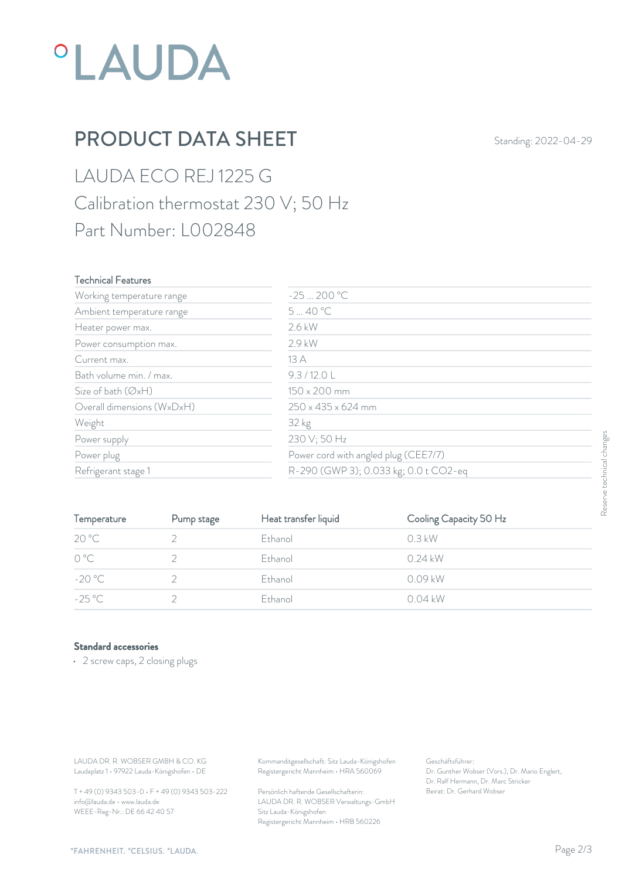°LAUDA

# PRODUCT DATA SHEET

Standing: 2022-04-29

## LAUDA ECO REJ 1225 G

Calibration thermostat 230 V; 50 Hz

Part Number: L002848

| Technical Features | |
|---|---|
| Working temperature range | -25 ... 200 °C |
| Ambient temperature range | 5 ... 40 °C |
| Heater power max. | 2.6 kW |
| Power consumption max. | 2.9 kW |
| Current max. | 13 A |
| Bath volume min. / max. | 9.3 / 12.0 L |
| Size of bath (∅xH) | 150 x 200 mm |
| Overall dimensions (WxDxH) | 250 x 435 x 624 mm |
| Weight | 32 kg |
| Power supply | 230 V; 50 Hz |
| Power plug | Power cord with angled plug (CEE7/7) |
| Refrigerant stage 1 | R-290 (GWP 3); 0.033 kg; 0.0 t CO2-eq |

| Temperature | Pump stage | Heat transfer liquid | Cooling Capacity 50 Hz |
|---|---|---|---|
| 20 °C | 2 | Ethanol | 0.3 kW |
| 0 °C | 2 | Ethanol | 0.24 kW |
| -20 °C | 2 | Ethanol | 0.09 kW |
| -25 °C | 2 | Ethanol | 0.04 kW |

**Standard accessories**

- 2 screw caps, 2 closing plugs

Reserve technical changes

LAUDA DR. R. WOBSER GMBH & CO. KG
Laudaplatz 1 • 97922 Lauda-Königshofen • DE

T + 49 (0) 9343 503-0 • F + 49 (0) 9343 503-222
info@lauda.de • www.lauda.de
WEEE-Reg-Nr.: DE 66 42 40 57

Kommanditgesellschaft: Sitz Lauda-Königshofen
Registergericht Mannheim • HRA 560069

Persönlich haftende Gesellschafterin:
LAUDA DR. R. WOBSER Verwaltungs-GmbH
Sitz Lauda-Königshofen
Registergericht Mannheim • HRB 560226

Geschäftsführer:
Dr. Gunther Wobser (Vors.), Dr. Mario Englert,
Dr. Ralf Hermann, Dr. Marc Stricker
Beirat: Dr. Gerhard Wobser

°FAHRENHEIT. °CELSIUS. °LAUDA.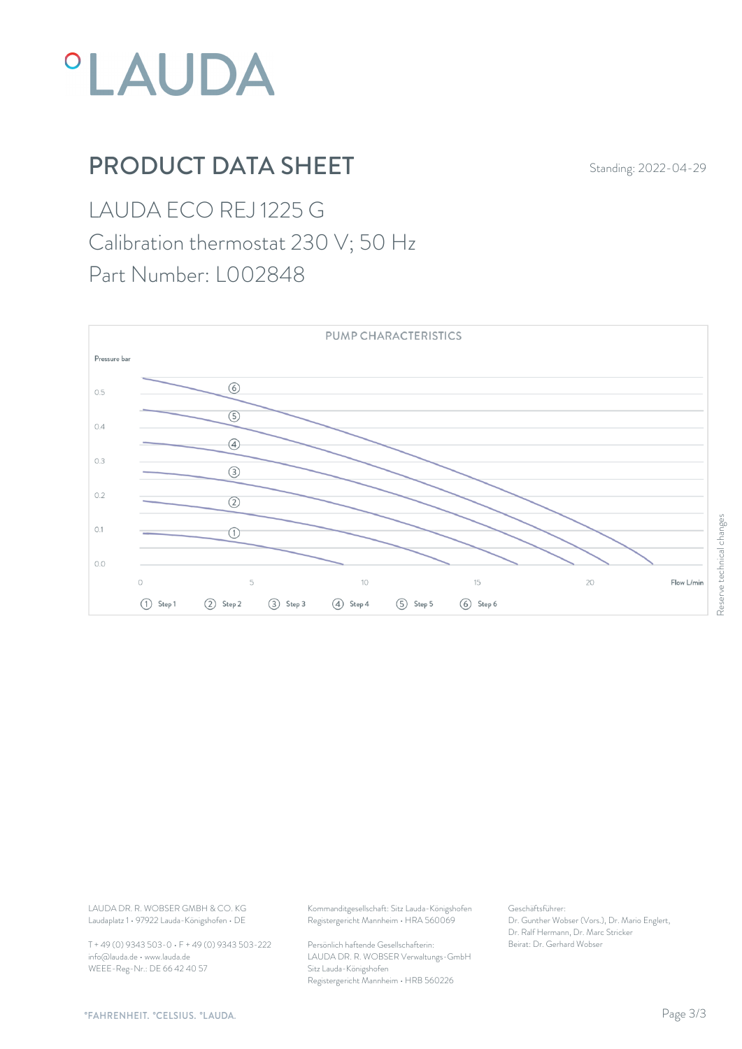# PRODUCT DATA SHEET

Standing: 2022-04-29

LAUDA ECO REJ 1225 G

Calibration thermostat 230 V; 50 Hz

Part Number: L002848

PUMP CHARACTERISTICS

Pressure bar

0.5

0.4

0.3

0.2

0.1

0.0

0 5 10 15 20 Flow L/min

① Step 1 ② Step 2 ③ Step 3 ④ Step 4 ⑤ Step 5 ⑥ Step 6

Reserve technical changes

LAUDA DR. R. WOBSER GMBH & CO. KG
Laudaplatz 1 • 97922 Lauda-Königshofen • DE

T + 49 (0) 9343 503-0 • F + 49 (0) 9343 503-222
info@lauda.de • www.lauda.de
WEEE-Reg-Nr.: DE 66 42 40 57

Kommanditgesellschaft: Sitz Lauda-Königshofen
Registergericht Mannheim • HRA 560069

Persönlich haftende Gesellschafterin:
LAUDA DR. R. WOBSER Verwaltungs-GmbH
Sitz Lauda-Königshofen
Registergericht Mannheim • HRB 560226

Geschäftsführer:
Dr. Gunther Wobser (Vors.), Dr. Mario Englert,
Dr. Ralf Hermann, Dr. Marc Stricker
Beirat: Dr. Gerhard Wobser

°FAHRENHEIT. °CELSIUS. °LAUDA.